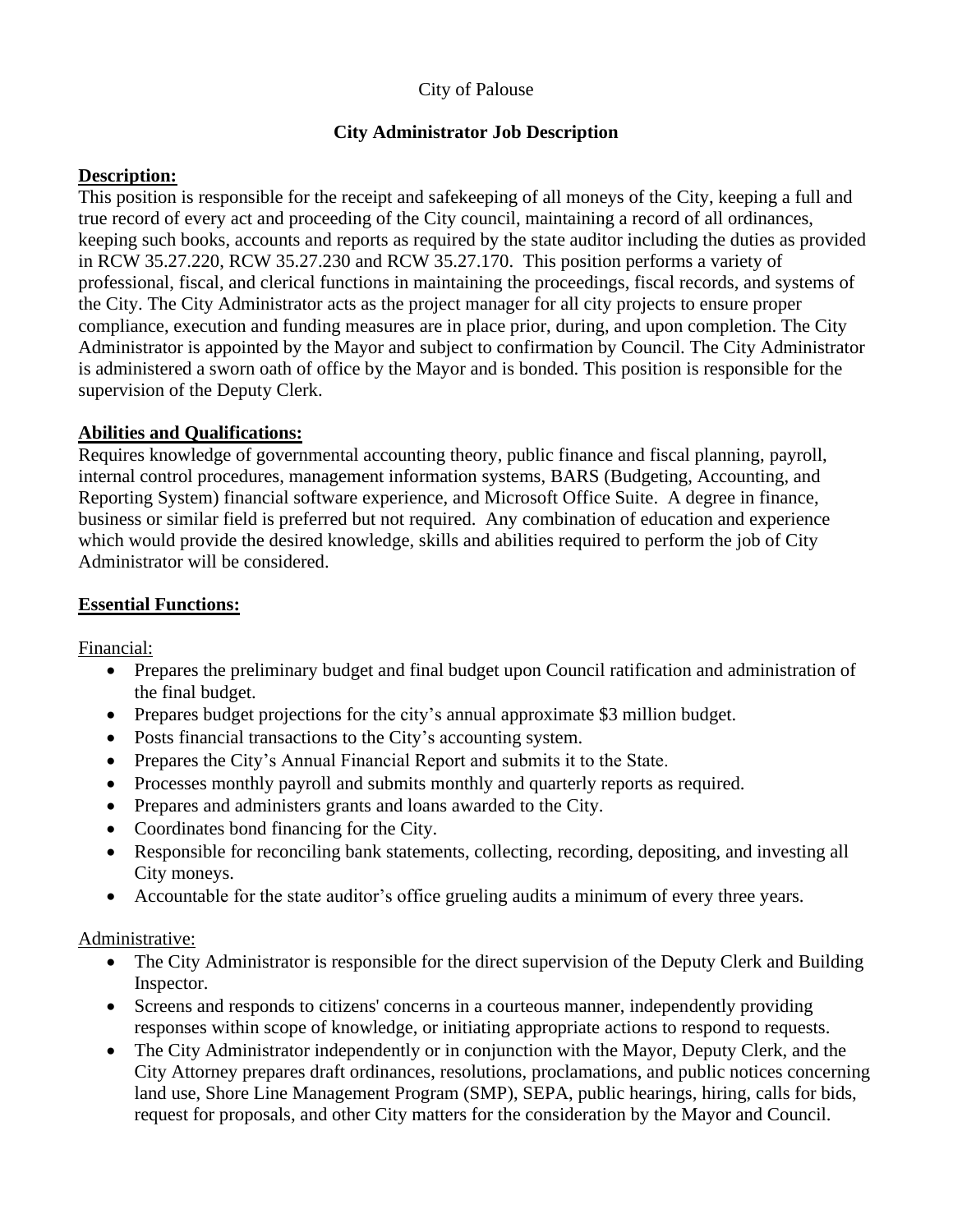City of Palouse

## City Administrator Job Description

**Description:**

This position is responsible for the receipt and safekeeping of all moneys of the City, keeping a full and true record of every act and proceeding of the City council, maintaining a record of all ordinances, keeping such books, accounts and reports as required by the state auditor including the duties as provided in RCW 35.27.220, RCW 35.27.230 and RCW 35.27.170. This position performs a variety of professional, fiscal, and clerical functions in maintaining the proceedings, fiscal records, and systems of the City. The City Administrator acts as the project manager for all city projects to ensure proper compliance, execution and funding measures are in place prior, during, and upon completion. The City Administrator is appointed by the Mayor and subject to confirmation by Council. The City Administrator is administered a sworn oath of office by the Mayor and is bonded. This position is responsible for the supervision of the Deputy Clerk.

**Abilities and Qualifications:**

Requires knowledge of governmental accounting theory, public finance and fiscal planning, payroll, internal control procedures, management information systems, BARS (Budgeting, Accounting, and Reporting System) financial software experience, and Microsoft Office Suite. A degree in finance, business or similar field is preferred but not required. Any combination of education and experience which would provide the desired knowledge, skills and abilities required to perform the job of City Administrator will be considered.

**Essential Functions:**

Financial:

- Prepares the preliminary budget and final budget upon Council ratification and administration of the final budget.
- Prepares budget projections for the city's annual approximate $3 million budget.
- Posts financial transactions to the City's accounting system.
- Prepares the City's Annual Financial Report and submits it to the State.
- Processes monthly payroll and submits monthly and quarterly reports as required.
- Prepares and administers grants and loans awarded to the City.
- Coordinates bond financing for the City.
- Responsible for reconciling bank statements, collecting, recording, depositing, and investing all City moneys.
- Accountable for the state auditor's office grueling audits a minimum of every three years.

Administrative:

- The City Administrator is responsible for the direct supervision of the Deputy Clerk and Building Inspector.
- Screens and responds to citizens' concerns in a courteous manner, independently providing responses within scope of knowledge, or initiating appropriate actions to respond to requests.
- The City Administrator independently or in conjunction with the Mayor, Deputy Clerk, and the City Attorney prepares draft ordinances, resolutions, proclamations, and public notices concerning land use, Shore Line Management Program (SMP), SEPA, public hearings, hiring, calls for bids, request for proposals, and other City matters for the consideration by the Mayor and Council.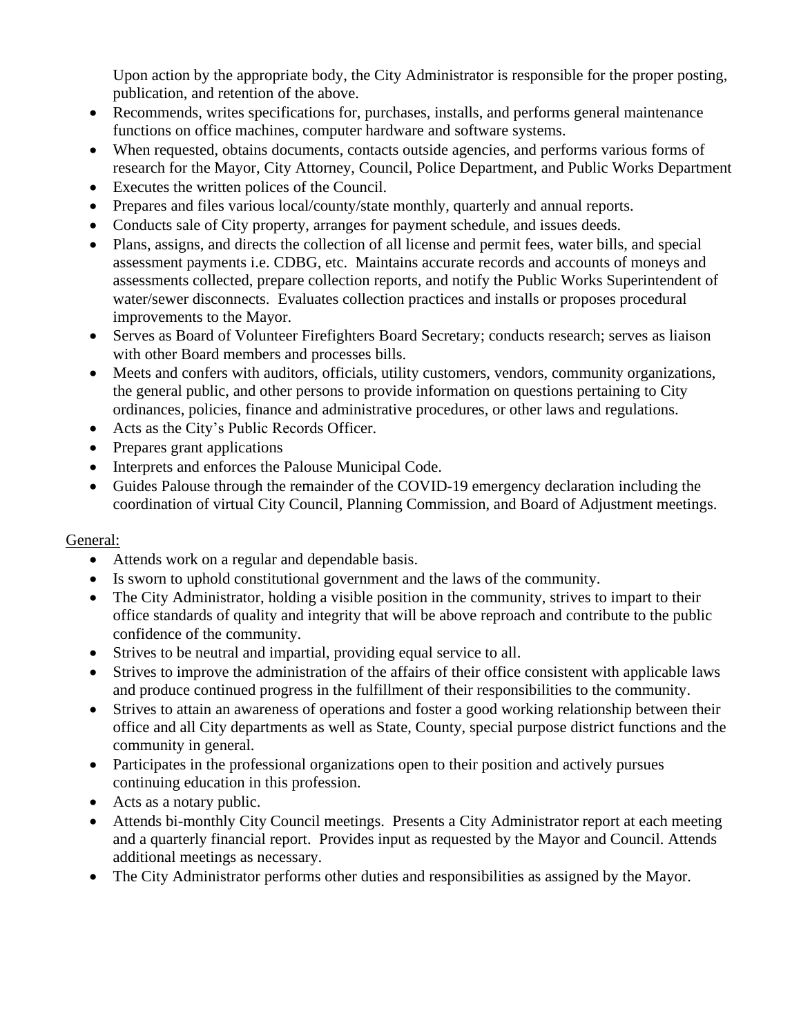Upon action by the appropriate body, the City Administrator is responsible for the proper posting, publication, and retention of the above.

- Recommends, writes specifications for, purchases, installs, and performs general maintenance functions on office machines, computer hardware and software systems.
- When requested, obtains documents, contacts outside agencies, and performs various forms of research for the Mayor, City Attorney, Council, Police Department, and Public Works Department
- Executes the written polices of the Council.
- Prepares and files various local/county/state monthly, quarterly and annual reports.
- Conducts sale of City property, arranges for payment schedule, and issues deeds.
- Plans, assigns, and directs the collection of all license and permit fees, water bills, and special assessment payments i.e. CDBG, etc. Maintains accurate records and accounts of moneys and assessments collected, prepare collection reports, and notify the Public Works Superintendent of water/sewer disconnects. Evaluates collection practices and installs or proposes procedural improvements to the Mayor.
- Serves as Board of Volunteer Firefighters Board Secretary; conducts research; serves as liaison with other Board members and processes bills.
- Meets and confers with auditors, officials, utility customers, vendors, community organizations, the general public, and other persons to provide information on questions pertaining to City ordinances, policies, finance and administrative procedures, or other laws and regulations.
- Acts as the City's Public Records Officer.
- Prepares grant applications
- Interprets and enforces the Palouse Municipal Code.
- Guides Palouse through the remainder of the COVID-19 emergency declaration including the coordination of virtual City Council, Planning Commission, and Board of Adjustment meetings.

General:

- Attends work on a regular and dependable basis.
- Is sworn to uphold constitutional government and the laws of the community.
- The City Administrator, holding a visible position in the community, strives to impart to their office standards of quality and integrity that will be above reproach and contribute to the public confidence of the community.
- Strives to be neutral and impartial, providing equal service to all.
- Strives to improve the administration of the affairs of their office consistent with applicable laws and produce continued progress in the fulfillment of their responsibilities to the community.
- Strives to attain an awareness of operations and foster a good working relationship between their office and all City departments as well as State, County, special purpose district functions and the community in general.
- Participates in the professional organizations open to their position and actively pursues continuing education in this profession.
- Acts as a notary public.
- Attends bi-monthly City Council meetings. Presents a City Administrator report at each meeting and a quarterly financial report. Provides input as requested by the Mayor and Council. Attends additional meetings as necessary.
- The City Administrator performs other duties and responsibilities as assigned by the Mayor.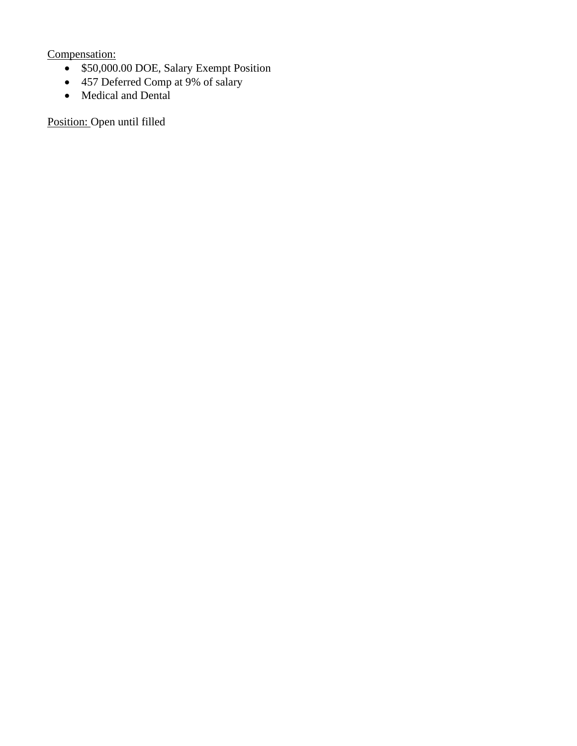<u>Compensation:</u>

- $50,000.00 DOE, Salary Exempt Position
- 457 Deferred Comp at 9% of salary
- Medical and Dental

<u>Position:</u> Open until filled